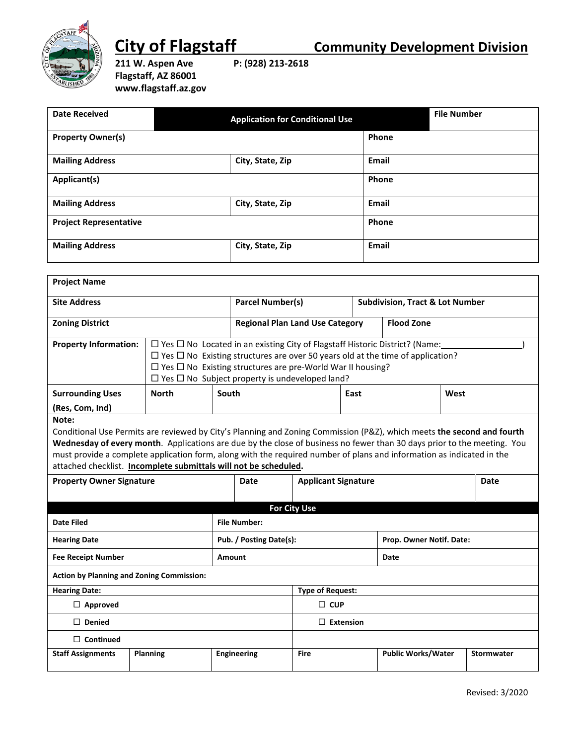# City of Flagstaff

## Community Development Division

**211 W. Aspen Ave**
**Flagstaff, AZ 86001**
**www.flagstaff.az.gov**

**P: (928) 213-2618**

| Date Received | Application for Conditional Use | | File Number |
|---|---|---|---|
| **Property Owner(s)** | | | **Phone** |
| **Mailing Address** | **City, State, Zip** | | **Email** |
| **Applicant(s)** | | | **Phone** |
| **Mailing Address** | **City, State, Zip** | | **Email** |
| **Project Representative** | | | **Phone** |
| **Mailing Address** | **City, State, Zip** | | **Email** |

| **Project Name** | | | | |
|---|---|---|---|---|
| **Site Address** | | **Parcel Number(s)** | **Subdivision, Tract & Lot Number** | |
| **Zoning District** | | **Regional Plan Land Use Category** | | **Flood Zone** |

**Property Information:**

- ☐ Yes ☐ No Located in an existing City of Flagstaff Historic District? (Name:________________)
- ☐ Yes ☐ No Existing structures are over 50 years old at the time of application?
- ☐ Yes ☐ No Existing structures are pre-World War II housing?
- ☐ Yes ☐ No Subject property is undeveloped land?

| **Surrounding Uses (Res, Com, Ind)** | **North** | **South** | **East** | **West** |
|---|---|---|---|---|

**Note:**
Conditional Use Permits are reviewed by City's Planning and Zoning Commission (P&Z), which meets **the second and fourth Wednesday of every month**. Applications are due by the close of business no fewer than 30 days prior to the meeting. You must provide a complete application form, along with the required number of plans and information as indicated in the attached checklist. **Incomplete submittals will not be scheduled.**

| **Property Owner Signature** | **Date** | **Applicant Signature** | **Date** |
|---|---|---|---|
| | | | |

### For City Use

| **Date Filed** | **File Number:** | |
|---|---|---|
| **Hearing Date** | **Pub. / Posting Date(s):** | **Prop. Owner Notif. Date:** |
| **Fee Receipt Number** | **Amount** | **Date** |

**Action by Planning and Zoning Commission:**

| **Hearing Date:** | **Type of Request:** |
|---|---|
| ☐ **Approved** | ☐ **CUP** |
| ☐ **Denied** | ☐ **Extension** |
| ☐ **Continued** | |

| **Staff Assignments** | **Planning** | **Engineering** | **Fire** | **Public Works/Water** | **Stormwater** |
|---|---|---|---|---|---|
| | | | | | |

Revised: 3/2020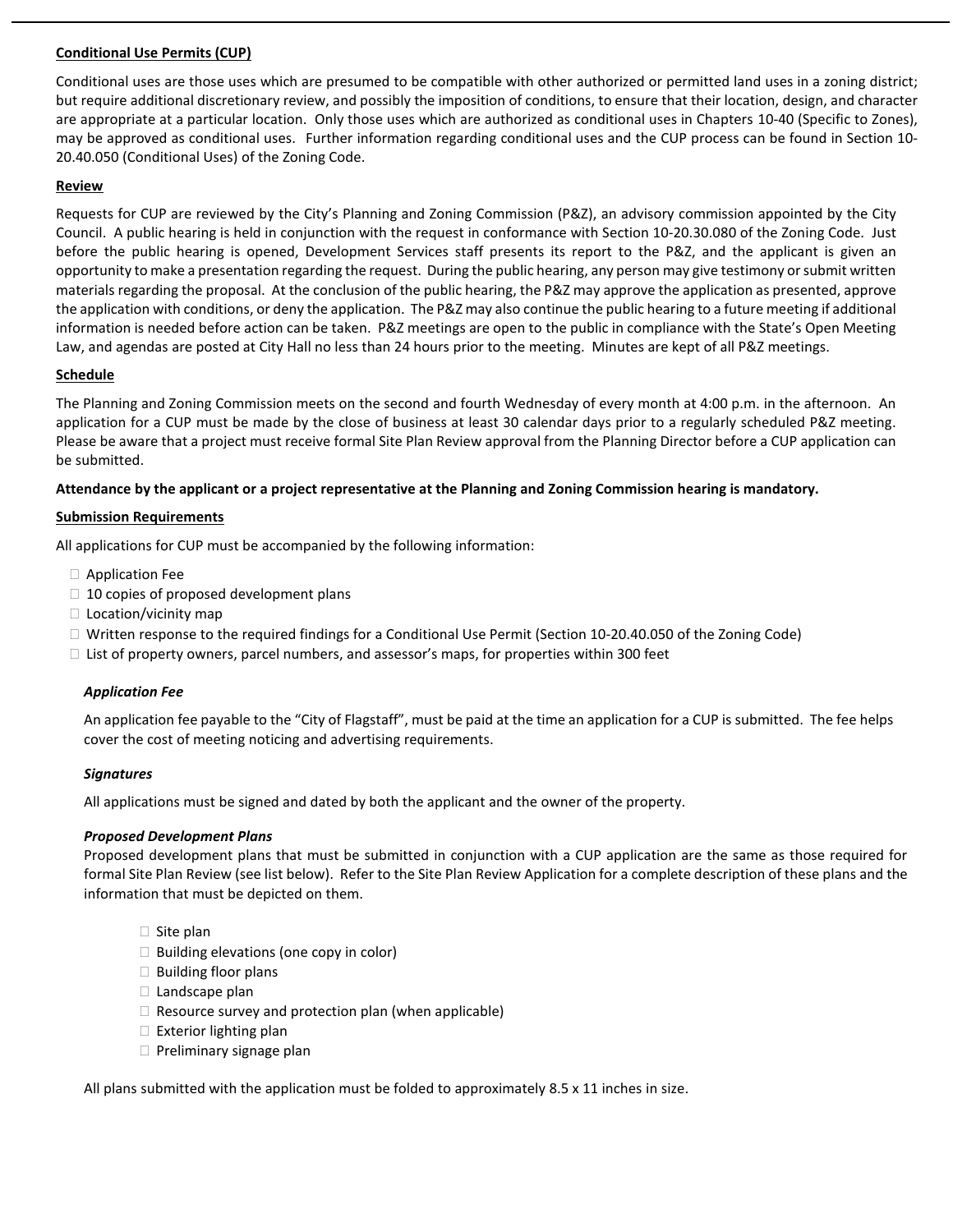## Conditional Use Permits (CUP)

Conditional uses are those uses which are presumed to be compatible with other authorized or permitted land uses in a zoning district; but require additional discretionary review, and possibly the imposition of conditions, to ensure that their location, design, and character are appropriate at a particular location. Only those uses which are authorized as conditional uses in Chapters 10-40 (Specific to Zones), may be approved as conditional uses. Further information regarding conditional uses and the CUP process can be found in Section 10-20.40.050 (Conditional Uses) of the Zoning Code.

## Review

Requests for CUP are reviewed by the City's Planning and Zoning Commission (P&Z), an advisory commission appointed by the City Council. A public hearing is held in conjunction with the request in conformance with Section 10-20.30.080 of the Zoning Code. Just before the public hearing is opened, Development Services staff presents its report to the P&Z, and the applicant is given an opportunity to make a presentation regarding the request. During the public hearing, any person may give testimony or submit written materials regarding the proposal. At the conclusion of the public hearing, the P&Z may approve the application as presented, approve the application with conditions, or deny the application. The P&Z may also continue the public hearing to a future meeting if additional information is needed before action can be taken. P&Z meetings are open to the public in compliance with the State's Open Meeting Law, and agendas are posted at City Hall no less than 24 hours prior to the meeting. Minutes are kept of all P&Z meetings.

## Schedule

The Planning and Zoning Commission meets on the second and fourth Wednesday of every month at 4:00 p.m. in the afternoon. An application for a CUP must be made by the close of business at least 30 calendar days prior to a regularly scheduled P&Z meeting. Please be aware that a project must receive formal Site Plan Review approval from the Planning Director before a CUP application can be submitted.

**Attendance by the applicant or a project representative at the Planning and Zoning Commission hearing is mandatory.**

## Submission Requirements

All applications for CUP must be accompanied by the following information:

- ☐ Application Fee
- ☐ 10 copies of proposed development plans
- ☐ Location/vicinity map
- ☐ Written response to the required findings for a Conditional Use Permit (Section 10-20.40.050 of the Zoning Code)
- ☐ List of property owners, parcel numbers, and assessor's maps, for properties within 300 feet

### *Application Fee*

An application fee payable to the "City of Flagstaff", must be paid at the time an application for a CUP is submitted. The fee helps cover the cost of meeting noticing and advertising requirements.

### *Signatures*

All applications must be signed and dated by both the applicant and the owner of the property.

### *Proposed Development Plans*

Proposed development plans that must be submitted in conjunction with a CUP application are the same as those required for formal Site Plan Review (see list below). Refer to the Site Plan Review Application for a complete description of these plans and the information that must be depicted on them.

- ☐ Site plan
- ☐ Building elevations (one copy in color)
- ☐ Building floor plans
- ☐ Landscape plan
- ☐ Resource survey and protection plan (when applicable)
- ☐ Exterior lighting plan
- ☐ Preliminary signage plan

All plans submitted with the application must be folded to approximately 8.5 x 11 inches in size.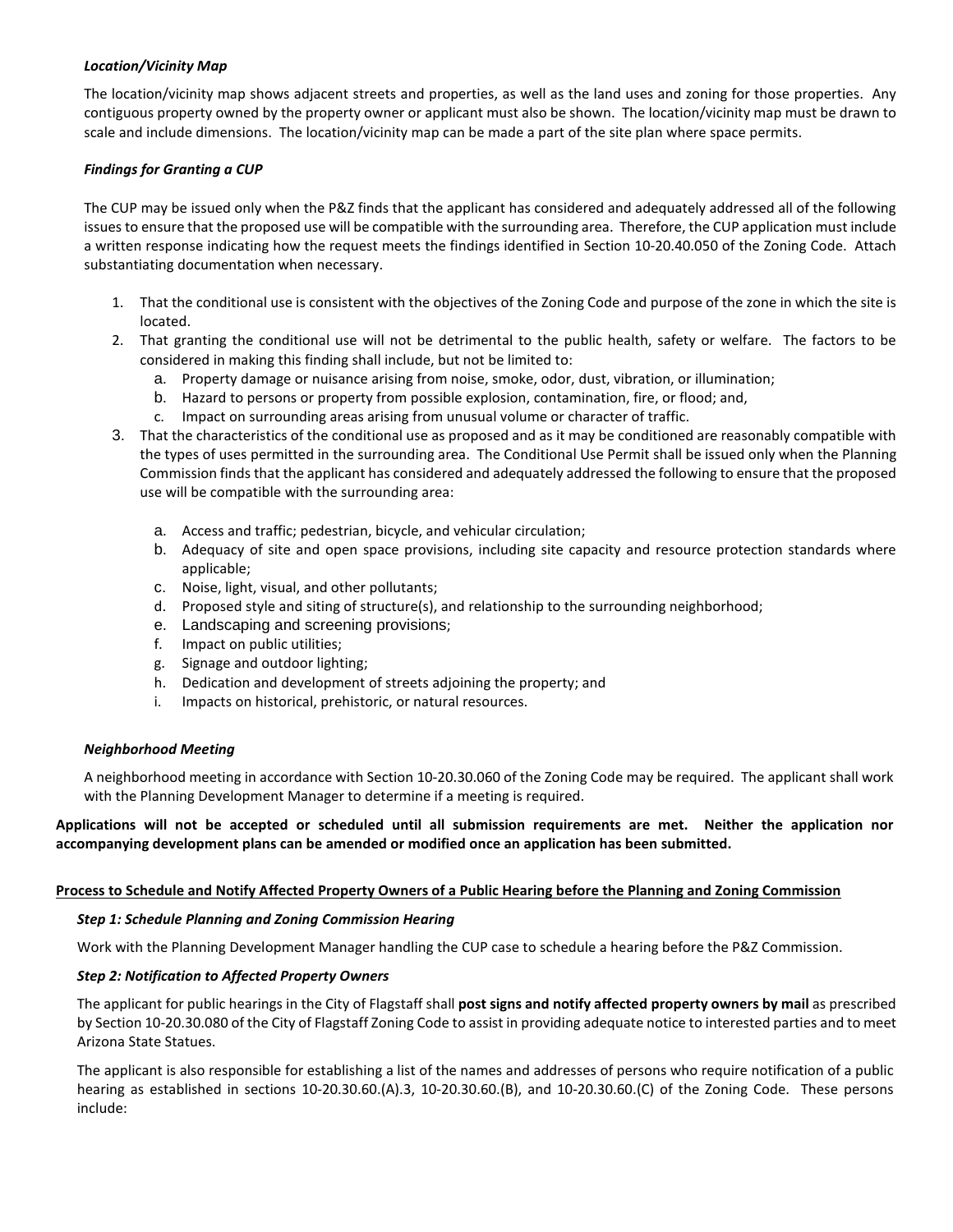***Location/Vicinity Map***

The location/vicinity map shows adjacent streets and properties, as well as the land uses and zoning for those properties. Any contiguous property owned by the property owner or applicant must also be shown. The location/vicinity map must be drawn to scale and include dimensions. The location/vicinity map can be made a part of the site plan where space permits.

***Findings for Granting a CUP***

The CUP may be issued only when the P&Z finds that the applicant has considered and adequately addressed all of the following issues to ensure that the proposed use will be compatible with the surrounding area. Therefore, the CUP application must include a written response indicating how the request meets the findings identified in Section 10-20.40.050 of the Zoning Code. Attach substantiating documentation when necessary.

1. That the conditional use is consistent with the objectives of the Zoning Code and purpose of the zone in which the site is located.
2. That granting the conditional use will not be detrimental to the public health, safety or welfare. The factors to be considered in making this finding shall include, but not be limited to:
   a. Property damage or nuisance arising from noise, smoke, odor, dust, vibration, or illumination;
   b. Hazard to persons or property from possible explosion, contamination, fire, or flood; and,
   c. Impact on surrounding areas arising from unusual volume or character of traffic.
3. That the characteristics of the conditional use as proposed and as it may be conditioned are reasonably compatible with the types of uses permitted in the surrounding area. The Conditional Use Permit shall be issued only when the Planning Commission finds that the applicant has considered and adequately addressed the following to ensure that the proposed use will be compatible with the surrounding area:
   a. Access and traffic; pedestrian, bicycle, and vehicular circulation;
   b. Adequacy of site and open space provisions, including site capacity and resource protection standards where applicable;
   c. Noise, light, visual, and other pollutants;
   d. Proposed style and siting of structure(s), and relationship to the surrounding neighborhood;
   e. Landscaping and screening provisions;
   f. Impact on public utilities;
   g. Signage and outdoor lighting;
   h. Dedication and development of streets adjoining the property; and
   i. Impacts on historical, prehistoric, or natural resources.

***Neighborhood Meeting***

A neighborhood meeting in accordance with Section 10-20.30.060 of the Zoning Code may be required. The applicant shall work with the Planning Development Manager to determine if a meeting is required.

**Applications will not be accepted or scheduled until all submission requirements are met. Neither the application nor accompanying development plans can be amended or modified once an application has been submitted.**

**<u>Process to Schedule and Notify Affected Property Owners of a Public Hearing before the Planning and Zoning Commission</u>**

***Step 1: Schedule Planning and Zoning Commission Hearing***

Work with the Planning Development Manager handling the CUP case to schedule a hearing before the P&Z Commission.

***Step 2: Notification to Affected Property Owners***

The applicant for public hearings in the City of Flagstaff shall **post signs and notify affected property owners by mail** as prescribed by Section 10-20.30.080 of the City of Flagstaff Zoning Code to assist in providing adequate notice to interested parties and to meet Arizona State Statues.

The applicant is also responsible for establishing a list of the names and addresses of persons who require notification of a public hearing as established in sections 10-20.30.60.(A).3, 10-20.30.60.(B), and 10-20.30.60.(C) of the Zoning Code. These persons include: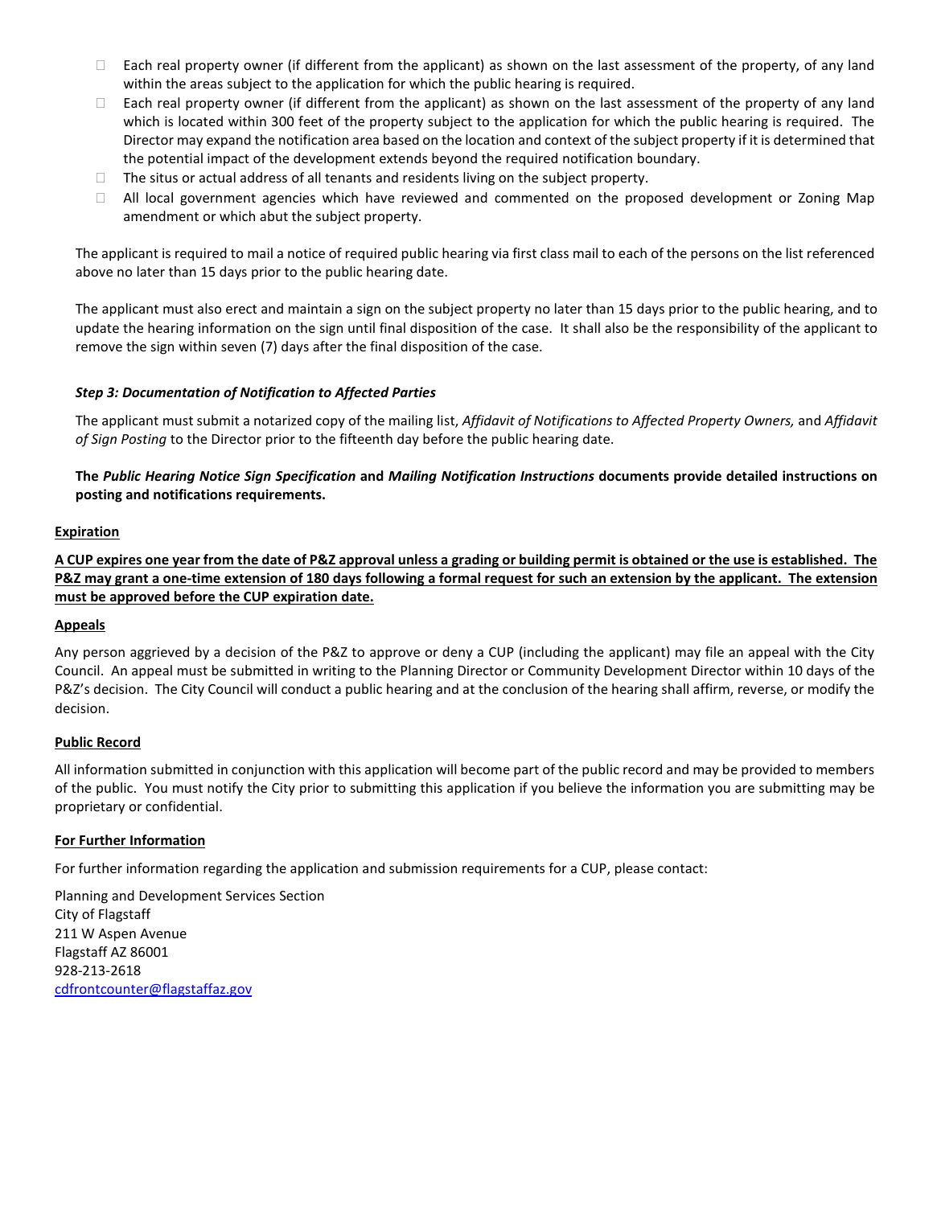- Each real property owner (if different from the applicant) as shown on the last assessment of the property, of any land within the areas subject to the application for which the public hearing is required.
- Each real property owner (if different from the applicant) as shown on the last assessment of the property of any land which is located within 300 feet of the property subject to the application for which the public hearing is required. The Director may expand the notification area based on the location and context of the subject property if it is determined that the potential impact of the development extends beyond the required notification boundary.
- The situs or actual address of all tenants and residents living on the subject property.
- All local government agencies which have reviewed and commented on the proposed development or Zoning Map amendment or which abut the subject property.

The applicant is required to mail a notice of required public hearing via first class mail to each of the persons on the list referenced above no later than 15 days prior to the public hearing date.

The applicant must also erect and maintain a sign on the subject property no later than 15 days prior to the public hearing, and to update the hearing information on the sign until final disposition of the case. It shall also be the responsibility of the applicant to remove the sign within seven (7) days after the final disposition of the case.

***Step 3: Documentation of Notification to Affected Parties***

The applicant must submit a notarized copy of the mailing list, *Affidavit of Notifications to Affected Property Owners,* and *Affidavit of Sign Posting* to the Director prior to the fifteenth day before the public hearing date.

**The *Public Hearing Notice Sign Specification* and *Mailing Notification Instructions* documents provide detailed instructions on posting and notifications requirements.**

**Expiration**

**A CUP expires one year from the date of P&Z approval unless a grading or building permit is obtained or the use is established. The P&Z may grant a one-time extension of 180 days following a formal request for such an extension by the applicant. The extension must be approved before the CUP expiration date.**

**Appeals**

Any person aggrieved by a decision of the P&Z to approve or deny a CUP (including the applicant) may file an appeal with the City Council. An appeal must be submitted in writing to the Planning Director or Community Development Director within 10 days of the P&Z's decision. The City Council will conduct a public hearing and at the conclusion of the hearing shall affirm, reverse, or modify the decision.

**Public Record**

All information submitted in conjunction with this application will become part of the public record and may be provided to members of the public. You must notify the City prior to submitting this application if you believe the information you are submitting may be proprietary or confidential.

**For Further Information**

For further information regarding the application and submission requirements for a CUP, please contact:

Planning and Development Services Section
City of Flagstaff
211 W Aspen Avenue
Flagstaff AZ 86001
928-213-2618
cdfrontcounter@flagstaffaz.gov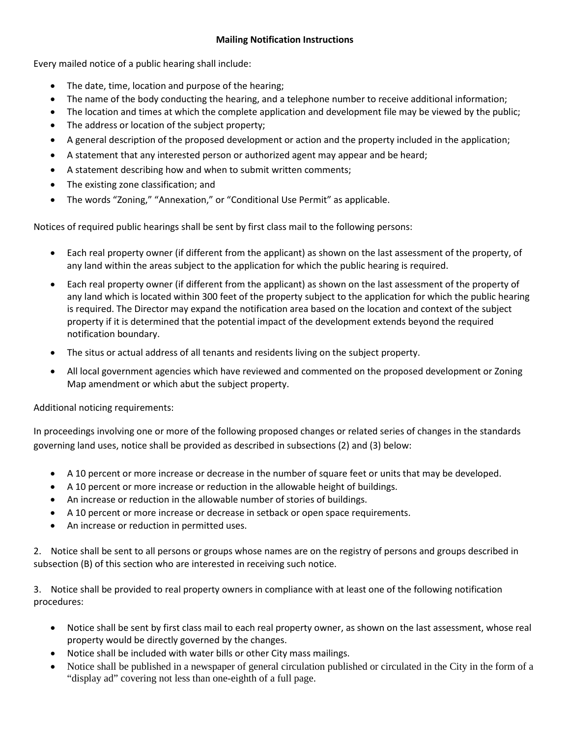## Mailing Notification Instructions

Every mailed notice of a public hearing shall include:

- The date, time, location and purpose of the hearing;
- The name of the body conducting the hearing, and a telephone number to receive additional information;
- The location and times at which the complete application and development file may be viewed by the public;
- The address or location of the subject property;
- A general description of the proposed development or action and the property included in the application;
- A statement that any interested person or authorized agent may appear and be heard;
- A statement describing how and when to submit written comments;
- The existing zone classification; and
- The words "Zoning," "Annexation," or "Conditional Use Permit" as applicable.

Notices of required public hearings shall be sent by first class mail to the following persons:

- Each real property owner (if different from the applicant) as shown on the last assessment of the property, of any land within the areas subject to the application for which the public hearing is required.
- Each real property owner (if different from the applicant) as shown on the last assessment of the property of any land which is located within 300 feet of the property subject to the application for which the public hearing is required. The Director may expand the notification area based on the location and context of the subject property if it is determined that the potential impact of the development extends beyond the required notification boundary.
- The situs or actual address of all tenants and residents living on the subject property.
- All local government agencies which have reviewed and commented on the proposed development or Zoning Map amendment or which abut the subject property.

Additional noticing requirements:

In proceedings involving one or more of the following proposed changes or related series of changes in the standards governing land uses, notice shall be provided as described in subsections (2) and (3) below:

- A 10 percent or more increase or decrease in the number of square feet or units that may be developed.
- A 10 percent or more increase or reduction in the allowable height of buildings.
- An increase or reduction in the allowable number of stories of buildings.
- A 10 percent or more increase or decrease in setback or open space requirements.
- An increase or reduction in permitted uses.

2. Notice shall be sent to all persons or groups whose names are on the registry of persons and groups described in subsection (B) of this section who are interested in receiving such notice.

3. Notice shall be provided to real property owners in compliance with at least one of the following notification procedures:

- Notice shall be sent by first class mail to each real property owner, as shown on the last assessment, whose real property would be directly governed by the changes.
- Notice shall be included with water bills or other City mass mailings.
- Notice shall be published in a newspaper of general circulation published or circulated in the City in the form of a "display ad" covering not less than one-eighth of a full page.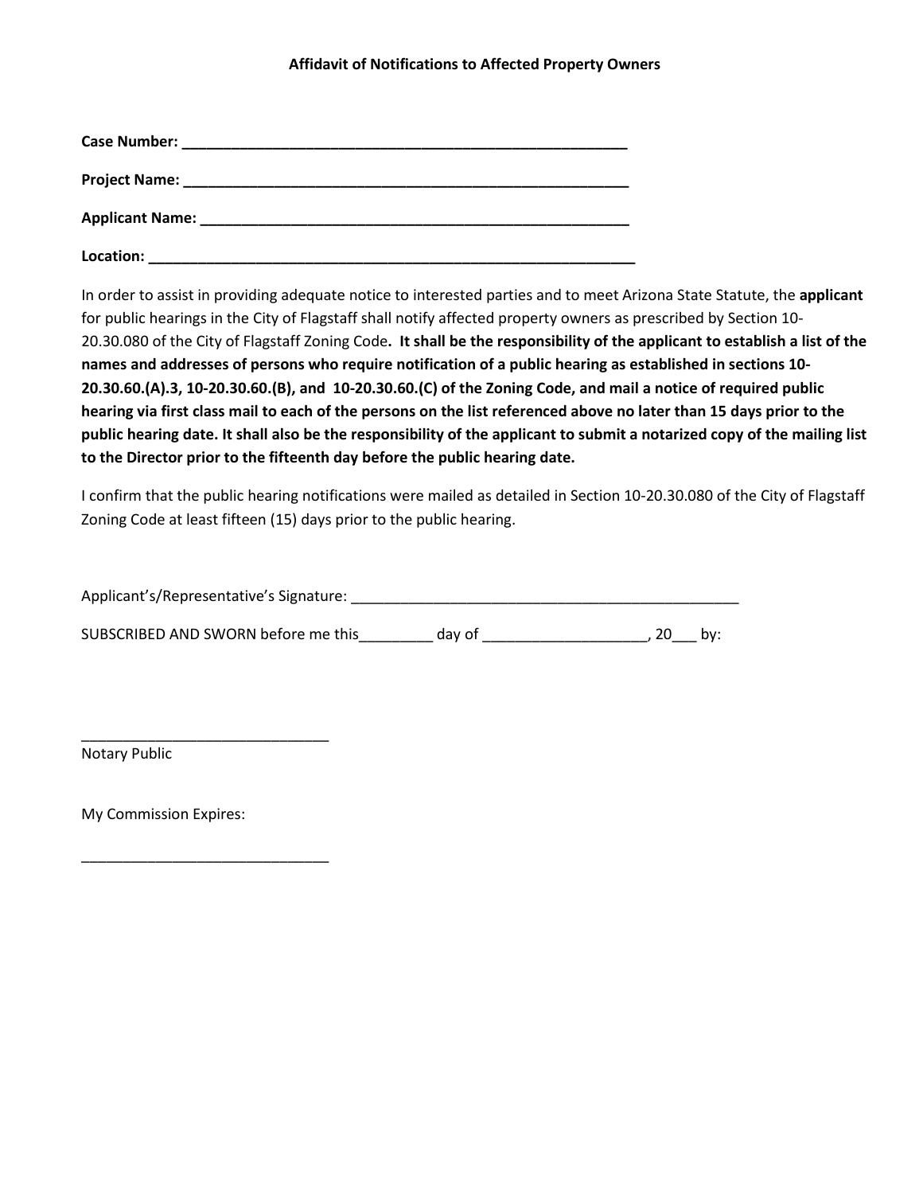**Affidavit of Notifications to Affected Property Owners**

**Case Number: ________________________________________________________**

**Project Name: ________________________________________________________**

**Applicant Name: ______________________________________________________**

**Location: ____________________________________________________________**

In order to assist in providing adequate notice to interested parties and to meet Arizona State Statute, the **applicant** for public hearings in the City of Flagstaff shall notify affected property owners as prescribed by Section 10-20.30.080 of the City of Flagstaff Zoning Code**. It shall be the responsibility of the applicant to establish a list of the names and addresses of persons who require notification of a public hearing as established in sections 10-20.30.60.(A).3, 10-20.30.60.(B), and 10-20.30.60.(C) of the Zoning Code, and mail a notice of required public hearing via first class mail to each of the persons on the list referenced above no later than 15 days prior to the public hearing date. It shall also be the responsibility of the applicant to submit a notarized copy of the mailing list to the Director prior to the fifteenth day before the public hearing date.**

I confirm that the public hearing notifications were mailed as detailed in Section 10-20.30.080 of the City of Flagstaff Zoning Code at least fifteen (15) days prior to the public hearing.

Applicant's/Representative's Signature: _________________________________________________

SUBSCRIBED AND SWORN before me this_________ day of ____________________, 20___ by:

______________________________
Notary Public

My Commission Expires:

______________________________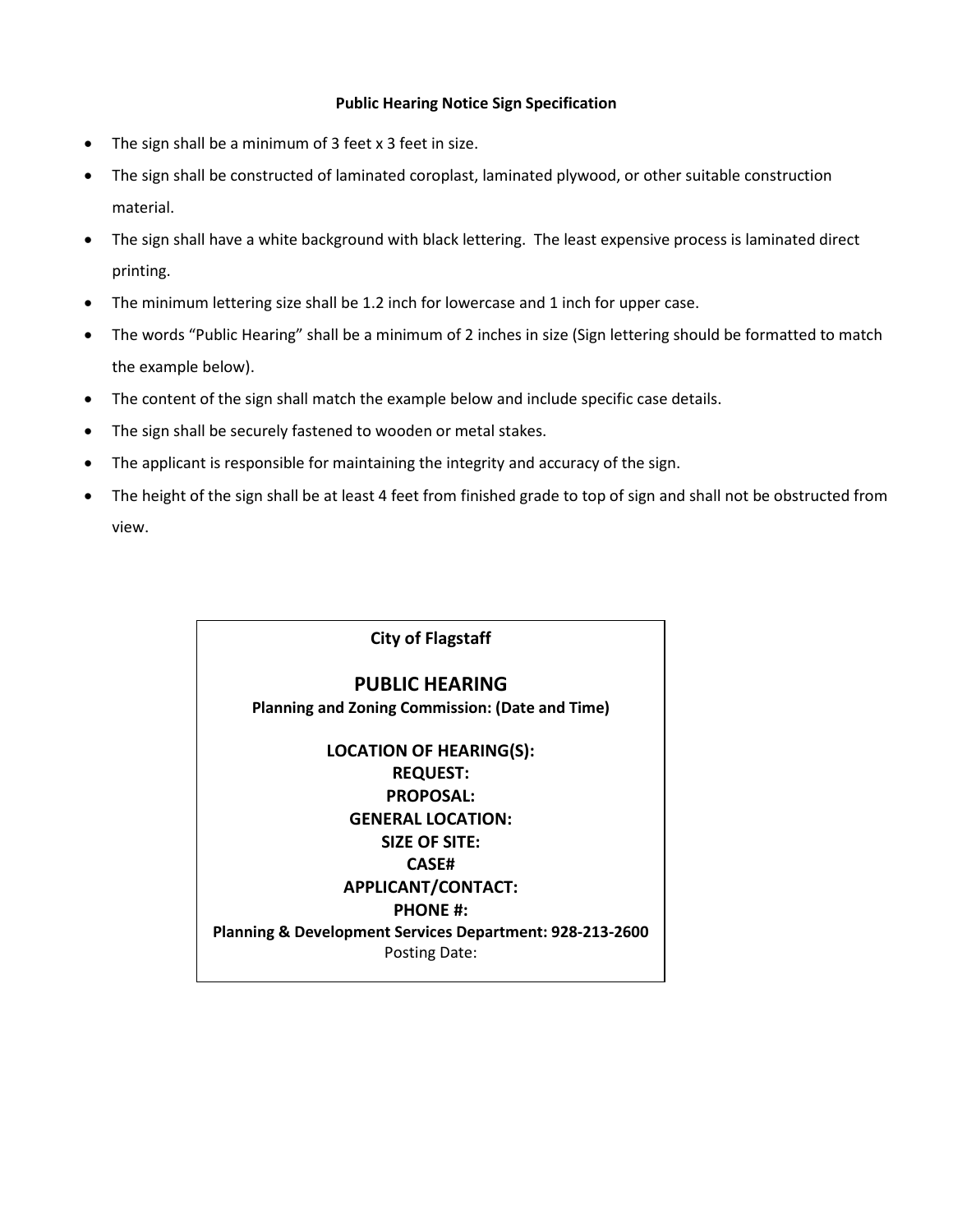## Public Hearing Notice Sign Specification

- The sign shall be a minimum of 3 feet x 3 feet in size.
- The sign shall be constructed of laminated coroplast, laminated plywood, or other suitable construction material.
- The sign shall have a white background with black lettering. The least expensive process is laminated direct printing.
- The minimum lettering size shall be 1.2 inch for lowercase and 1 inch for upper case.
- The words "Public Hearing" shall be a minimum of 2 inches in size (Sign lettering should be formatted to match the example below).
- The content of the sign shall match the example below and include specific case details.
- The sign shall be securely fastened to wooden or metal stakes.
- The applicant is responsible for maintaining the integrity and accuracy of the sign.
- The height of the sign shall be at least 4 feet from finished grade to top of sign and shall not be obstructed from view.

---

**City of Flagstaff**

**PUBLIC HEARING**

**Planning and Zoning Commission: (Date and Time)**

**LOCATION OF HEARING(S):**
**REQUEST:**
**PROPOSAL:**
**GENERAL LOCATION:**
**SIZE OF SITE:**
**CASE#**
**APPLICANT/CONTACT:**
**PHONE #:**
**Planning & Development Services Department: 928-213-2600**
Posting Date:

---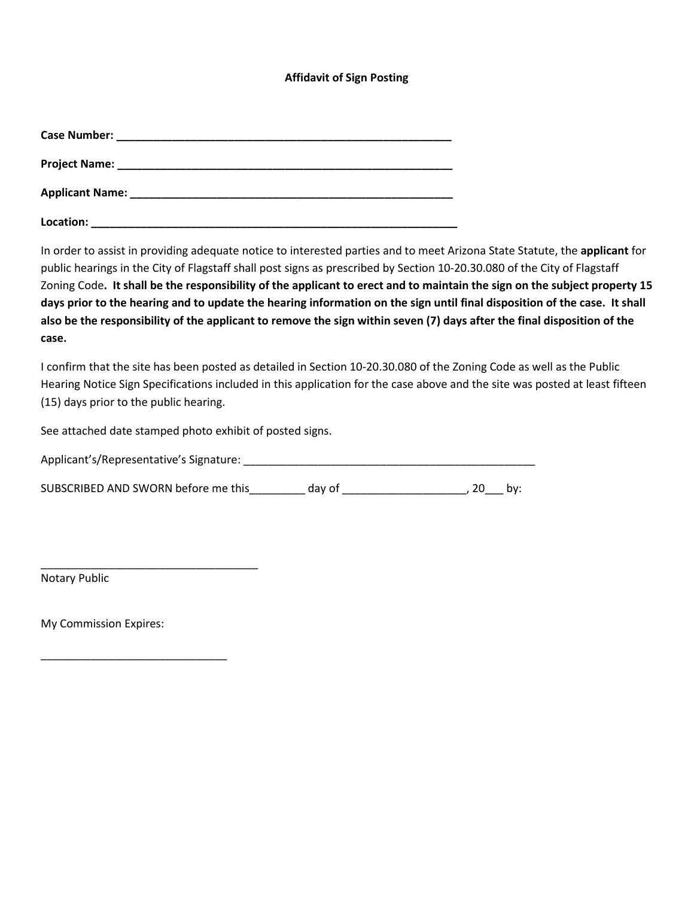**Affidavit of Sign Posting**

**Case Number: _______________________________________________________**

**Project Name: _______________________________________________________**

**Applicant Name: _____________________________________________________**

**Location: ___________________________________________________________**

In order to assist in providing adequate notice to interested parties and to meet Arizona State Statute, the **applicant** for public hearings in the City of Flagstaff shall post signs as prescribed by Section 10-20.30.080 of the City of Flagstaff Zoning Code**. It shall be the responsibility of the applicant to erect and to maintain the sign on the subject property 15 days prior to the hearing and to update the hearing information on the sign until final disposition of the case. It shall also be the responsibility of the applicant to remove the sign within seven (7) days after the final disposition of the case.**

I confirm that the site has been posted as detailed in Section 10-20.30.080 of the Zoning Code as well as the Public Hearing Notice Sign Specifications included in this application for the case above and the site was posted at least fifteen (15) days prior to the public hearing.

See attached date stamped photo exhibit of posted signs.

Applicant's/Representative's Signature: _________________________________________________

SUBSCRIBED AND SWORN before me this_________ day of ____________________, 20___ by:

___________________________________

Notary Public

My Commission Expires:

______________________________